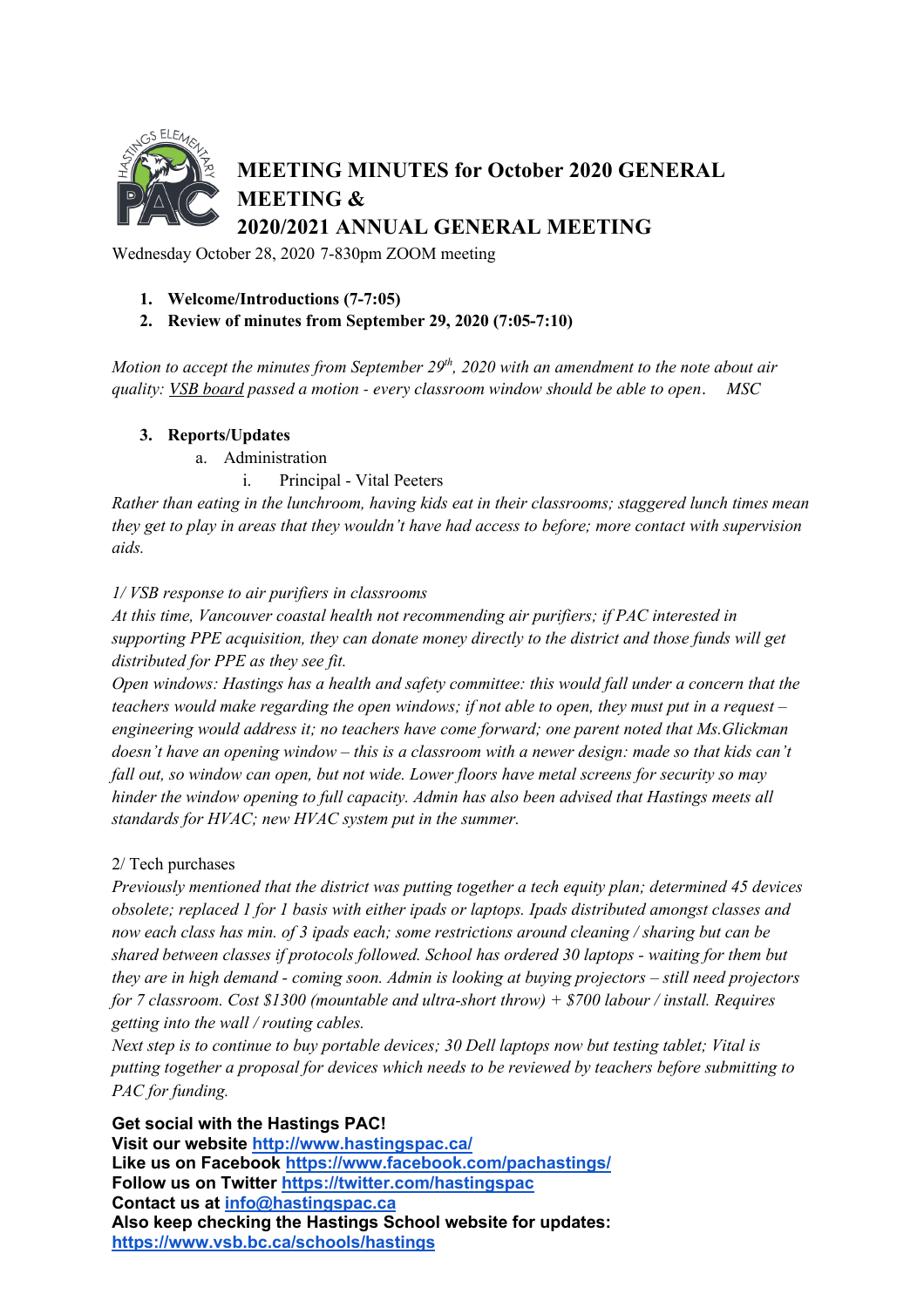# MEETING MINUTES for October 2020 GENERAL MEETING & 2020/2021 ANNUAL GENERAL MEETING

Wednesday October 28, 2020 7-830pm ZOOM meeting

1. **Welcome/Introductions (7-7:05)**
2. **Review of minutes from September 29, 2020 (7:05-7:10)**

*Motion to accept the minutes from September 29th, 2020 with an amendment to the note about air quality: VSB board passed a motion - every classroom window should be able to open. MSC*

3. **Reports/Updates**
   a. Administration
      i. Principal - Vital Peeters

*Rather than eating in the lunchroom, having kids eat in their classrooms; staggered lunch times mean they get to play in areas that they wouldn't have had access to before; more contact with supervision aids.*

*1/ VSB response to air purifiers in classrooms*

*At this time, Vancouver coastal health not recommending air purifiers; if PAC interested in supporting PPE acquisition, they can donate money directly to the district and those funds will get distributed for PPE as they see fit.*

*Open windows: Hastings has a health and safety committee: this would fall under a concern that the teachers would make regarding the open windows; if not able to open, they must put in a request – engineering would address it; no teachers have come forward; one parent noted that Ms.Glickman doesn't have an opening window – this is a classroom with a newer design: made so that kids can't fall out, so window can open, but not wide. Lower floors have metal screens for security so may hinder the window opening to full capacity. Admin has also been advised that Hastings meets all standards for HVAC; new HVAC system put in the summer.*

2/ Tech purchases

*Previously mentioned that the district was putting together a tech equity plan; determined 45 devices obsolete; replaced 1 for 1 basis with either ipads or laptops. Ipads distributed amongst classes and now each class has min. of 3 ipads each; some restrictions around cleaning / sharing but can be shared between classes if protocols followed. School has ordered 30 laptops - waiting for them but they are in high demand - coming soon. Admin is looking at buying projectors – still need projectors for 7 classroom. Cost $1300 (mountable and ultra-short throw) + $700 labour / install. Requires getting into the wall / routing cables.*

*Next step is to continue to buy portable devices; 30 Dell laptops now but testing tablet; Vital is putting together a proposal for devices which needs to be reviewed by teachers before submitting to PAC for funding.*

**Get social with the Hastings PAC!**
**Visit our website [http://www.hastingspac.ca/](http://www.hastingspac.ca/)**
**Like us on Facebook [https://www.facebook.com/pachastings/](https://www.facebook.com/pachastings/)**
**Follow us on Twitter [https://twitter.com/hastingspac](https://twitter.com/hastingspac)**
**Contact us at [info@hastingspac.ca](mailto:info@hastingspac.ca)**
**Also keep checking the Hastings School website for updates: [https://www.vsb.bc.ca/schools/hastings](https://www.vsb.bc.ca/schools/hastings)**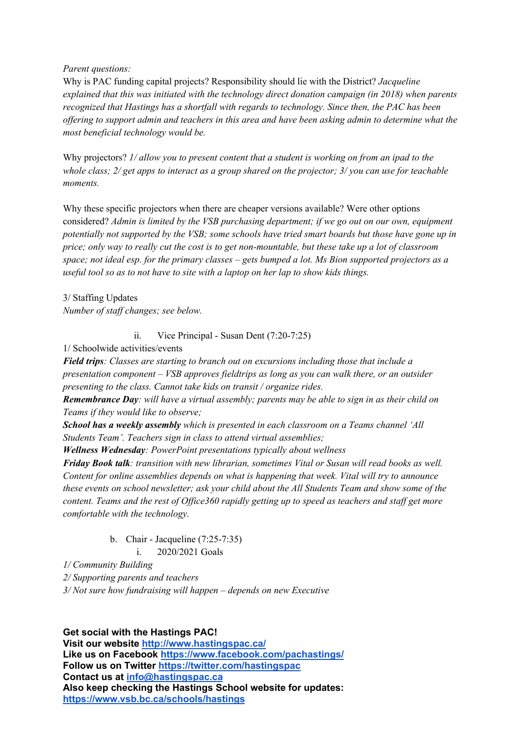*Parent questions:*

Why is PAC funding capital projects? Responsibility should lie with the District? *Jacqueline explained that this was initiated with the technology direct donation campaign (in 2018) when parents recognized that Hastings has a shortfall with regards to technology. Since then, the PAC has been offering to support admin and teachers in this area and have been asking admin to determine what the most beneficial technology would be.*

Why projectors? *1/ allow you to present content that a student is working on from an ipad to the whole class; 2/ get apps to interact as a group shared on the projector; 3/ you can use for teachable moments.*

Why these specific projectors when there are cheaper versions available? Were other options considered? *Admin is limited by the VSB purchasing department; if we go out on our own, equipment potentially not supported by the VSB; some schools have tried smart boards but those have gone up in price; only way to really cut the cost is to get non-mountable, but these take up a lot of classroom space; not ideal esp. for the primary classes – gets bumped a lot. Ms Bion supported projectors as a useful tool so as to not have to site with a laptop on her lap to show kids things.*

3/ Staffing Updates

*Number of staff changes; see below.*

ii. Vice Principal - Susan Dent (7:20-7:25)

1/ Schoolwide activities/events

***Field trips****: Classes are starting to branch out on excursions including those that include a presentation component – VSB approves fieldtrips as long as you can walk there, or an outsider presenting to the class. Cannot take kids on transit / organize rides.*

***Remembrance Day****: will have a virtual assembly; parents may be able to sign in as their child on Teams if they would like to observe;*

***School has a weekly assembly*** *which is presented in each classroom on a Teams channel 'All Students Team'. Teachers sign in class to attend virtual assemblies;*

***Wellness Wednesday****: PowerPoint presentations typically about wellness*

***Friday Book talk****: transition with new librarian, sometimes Vital or Susan will read books as well. Content for online assemblies depends on what is happening that week. Vital will try to announce these events on school newsletter; ask your child about the All Students Team and show some of the content. Teams and the rest of Office360 rapidly getting up to speed as teachers and staff get more comfortable with the technology.*

b. Chair - Jacqueline (7:25-7:35)

i. 2020/2021 Goals

*1/ Community Building*

*2/ Supporting parents and teachers*

*3/ Not sure how fundraising will happen – depends on new Executive*

**Get social with the Hastings PAC!**
**Visit our website [http://www.hastingspac.ca/](http://www.hastingspac.ca/)**
**Like us on Facebook [https://www.facebook.com/pachastings/](https://www.facebook.com/pachastings/)**
**Follow us on Twitter [https://twitter.com/hastingspac](https://twitter.com/hastingspac)**
**Contact us at [info@hastingspac.ca](mailto:info@hastingspac.ca)**
**Also keep checking the Hastings School website for updates:**
**[https://www.vsb.bc.ca/schools/hastings](https://www.vsb.bc.ca/schools/hastings)**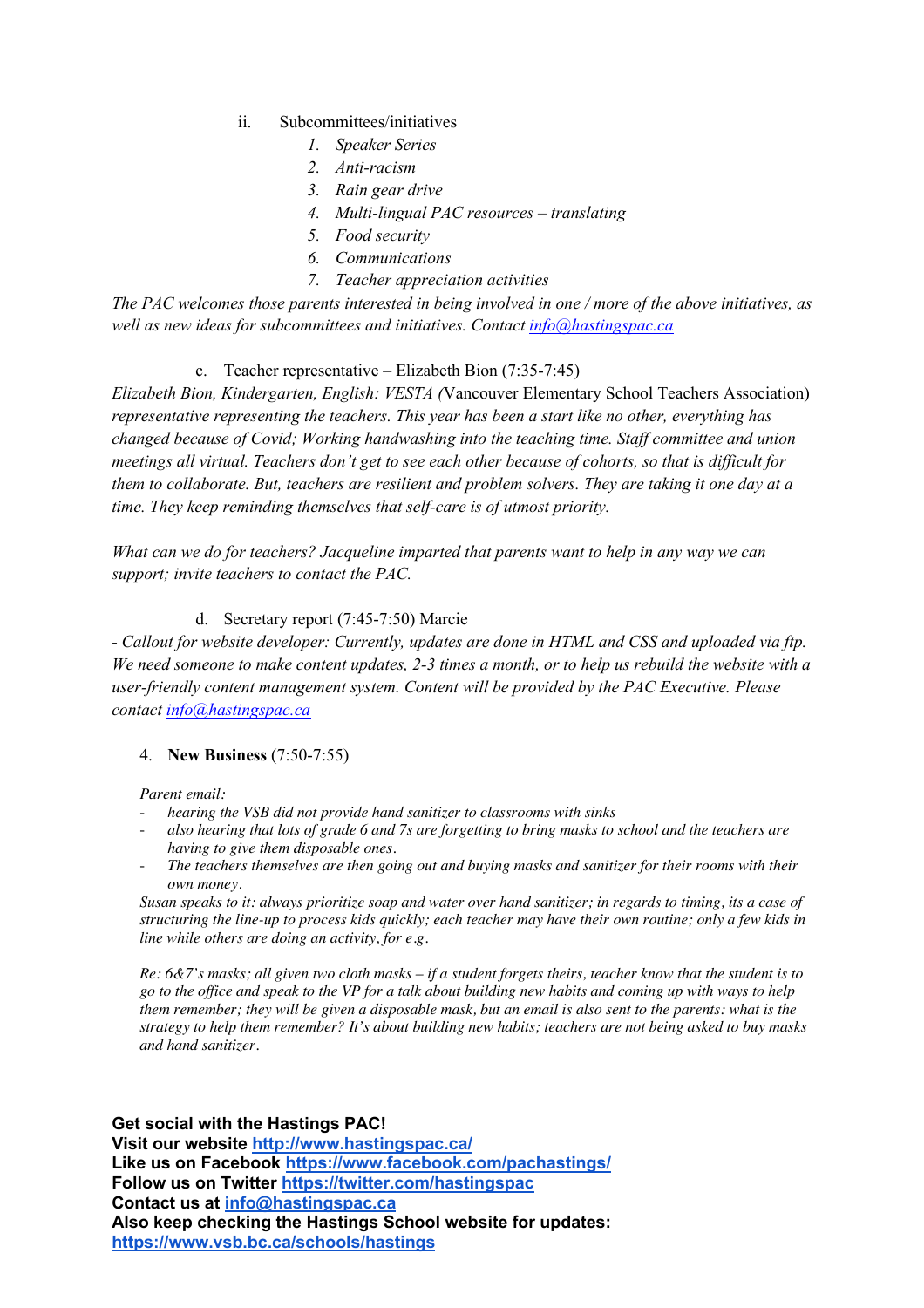ii. Subcommittees/initiatives

1. *Speaker Series*
2. *Anti-racism*
3. *Rain gear drive*
4. *Multi-lingual PAC resources – translating*
5. *Food security*
6. *Communications*
7. *Teacher appreciation activities*

*The PAC welcomes those parents interested in being involved in one / more of the above initiatives, as well as new ideas for subcommittees and initiatives. Contact [info@hastingspac.ca](mailto:info@hastingspac.ca)*

c. Teacher representative – Elizabeth Bion (7:35-7:45)

*Elizabeth Bion, Kindergarten, English: VESTA (*Vancouver Elementary School Teachers Association) *representative representing the teachers. This year has been a start like no other, everything has changed because of Covid; Working handwashing into the teaching time. Staff committee and union meetings all virtual. Teachers don't get to see each other because of cohorts, so that is difficult for them to collaborate. But, teachers are resilient and problem solvers. They are taking it one day at a time. They keep reminding themselves that self-care is of utmost priority.*

*What can we do for teachers? Jacqueline imparted that parents want to help in any way we can support; invite teachers to contact the PAC.*

d. Secretary report (7:45-7:50) Marcie

*- Callout for website developer: Currently, updates are done in HTML and CSS and uploaded via ftp. We need someone to make content updates, 2-3 times a month, or to help us rebuild the website with a user-friendly content management system. Content will be provided by the PAC Executive. Please contact [info@hastingspac.ca](mailto:info@hastingspac.ca)*

4. **New Business** (7:50-7:55)

*Parent email:*

- *hearing the VSB did not provide hand sanitizer to classrooms with sinks*
- *also hearing that lots of grade 6 and 7s are forgetting to bring masks to school and the teachers are having to give them disposable ones.*
- *The teachers themselves are then going out and buying masks and sanitizer for their rooms with their own money.*

*Susan speaks to it: always prioritize soap and water over hand sanitizer; in regards to timing, its a case of structuring the line-up to process kids quickly; each teacher may have their own routine; only a few kids in line while others are doing an activity, for e.g.*

*Re: 6&7's masks; all given two cloth masks – if a student forgets theirs, teacher know that the student is to go to the office and speak to the VP for a talk about building new habits and coming up with ways to help them remember; they will be given a disposable mask, but an email is also sent to the parents: what is the strategy to help them remember? It's about building new habits; teachers are not being asked to buy masks and hand sanitizer.*

**Get social with the Hastings PAC!**
**Visit our website [http://www.hastingspac.ca/](http://www.hastingspac.ca/)**
**Like us on Facebook [https://www.facebook.com/pachastings/](https://www.facebook.com/pachastings/)**
**Follow us on Twitter [https://twitter.com/hastingspac](https://twitter.com/hastingspac)**
**Contact us at [info@hastingspac.ca](mailto:info@hastingspac.ca)**
**Also keep checking the Hastings School website for updates: [https://www.vsb.bc.ca/schools/hastings](https://www.vsb.bc.ca/schools/hastings)**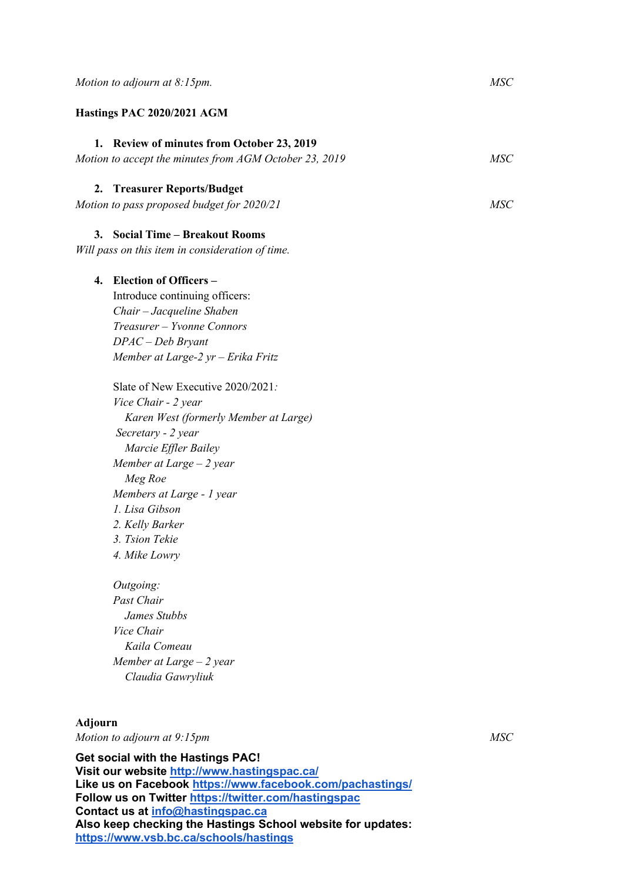*Motion to adjourn at 8:15pm.* *MSC*

**Hastings PAC 2020/2021 AGM**

1. **Review of minutes from October 23, 2019**

*Motion to accept the minutes from AGM October 23, 2019* *MSC*

2. **Treasurer Reports/Budget**

*Motion to pass proposed budget for 2020/21* *MSC*

3. **Social Time – Breakout Rooms**

*Will pass on this item in consideration of time.*

4. **Election of Officers –**

   Introduce continuing officers:
   *Chair – Jacqueline Shaben*
   *Treasurer – Yvonne Connors*
   *DPAC – Deb Bryant*
   *Member at Large-2 yr – Erika Fritz*

   Slate of New Executive 2020/2021*:*
   *Vice Chair - 2 year*
   *Karen West (formerly Member at Large)*
   *Secretary - 2 year*
   *Marcie Effler Bailey*
   *Member at Large – 2 year*
   *Meg Roe*
   *Members at Large - 1 year*
   *1. Lisa Gibson*
   *2. Kelly Barker*
   *3. Tsion Tekie*
   *4. Mike Lowry*

   *Outgoing:*
   *Past Chair*
   *James Stubbs*
   *Vice Chair*
   *Kaila Comeau*
   *Member at Large – 2 year*
   *Claudia Gawryliuk*

**Adjourn**

*Motion to adjourn at 9:15pm* *MSC*

**Get social with the Hastings PAC!**
**Visit our website [http://www.hastingspac.ca/](http://www.hastingspac.ca/)**
**Like us on Facebook [https://www.facebook.com/pachastings/](https://www.facebook.com/pachastings/)**
**Follow us on Twitter [https://twitter.com/hastingspac](https://twitter.com/hastingspac)**
**Contact us at [info@hastingspac.ca](mailto:info@hastingspac.ca)**
**Also keep checking the Hastings School website for updates: [https://www.vsb.bc.ca/schools/hastings](https://www.vsb.bc.ca/schools/hastings)**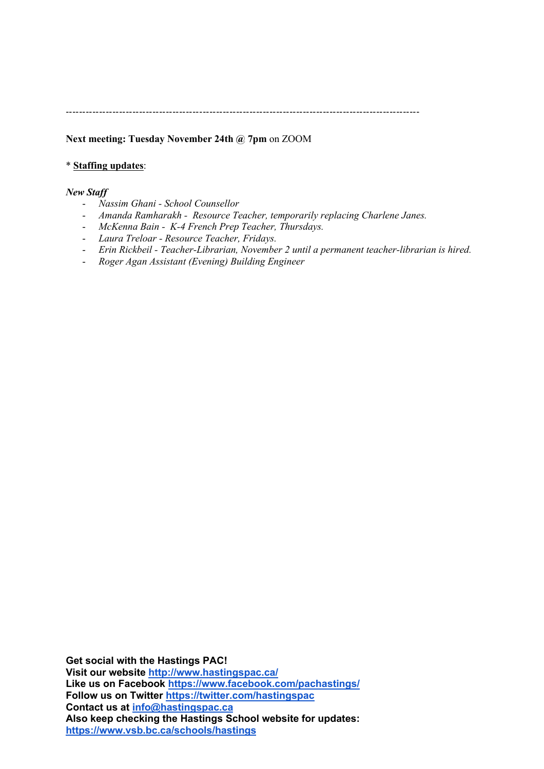-----------------------------------------------------------------------------------------------------------

**Next meeting: Tuesday November 24th @ 7pm** on ZOOM

* **Staffing updates**:

***New Staff***

- *Nassim Ghani - School Counsellor*
- *Amanda Ramharakh - Resource Teacher, temporarily replacing Charlene Janes.*
- *McKenna Bain - K-4 French Prep Teacher, Thursdays.*
- *Laura Treloar - Resource Teacher, Fridays.*
- *Erin Rickbeil - Teacher-Librarian, November 2 until a permanent teacher-librarian is hired.*
- *Roger Agan Assistant (Evening) Building Engineer*

**Get social with the Hastings PAC!**
**Visit our website [http://www.hastingspac.ca/](http://www.hastingspac.ca/)**
**Like us on Facebook [https://www.facebook.com/pachastings/](https://www.facebook.com/pachastings/)**
**Follow us on Twitter [https://twitter.com/hastingspac](https://twitter.com/hastingspac)**
**Contact us at [info@hastingspac.ca](mailto:info@hastingspac.ca)**
**Also keep checking the Hastings School website for updates: [https://www.vsb.bc.ca/schools/hastings](https://www.vsb.bc.ca/schools/hastings)**